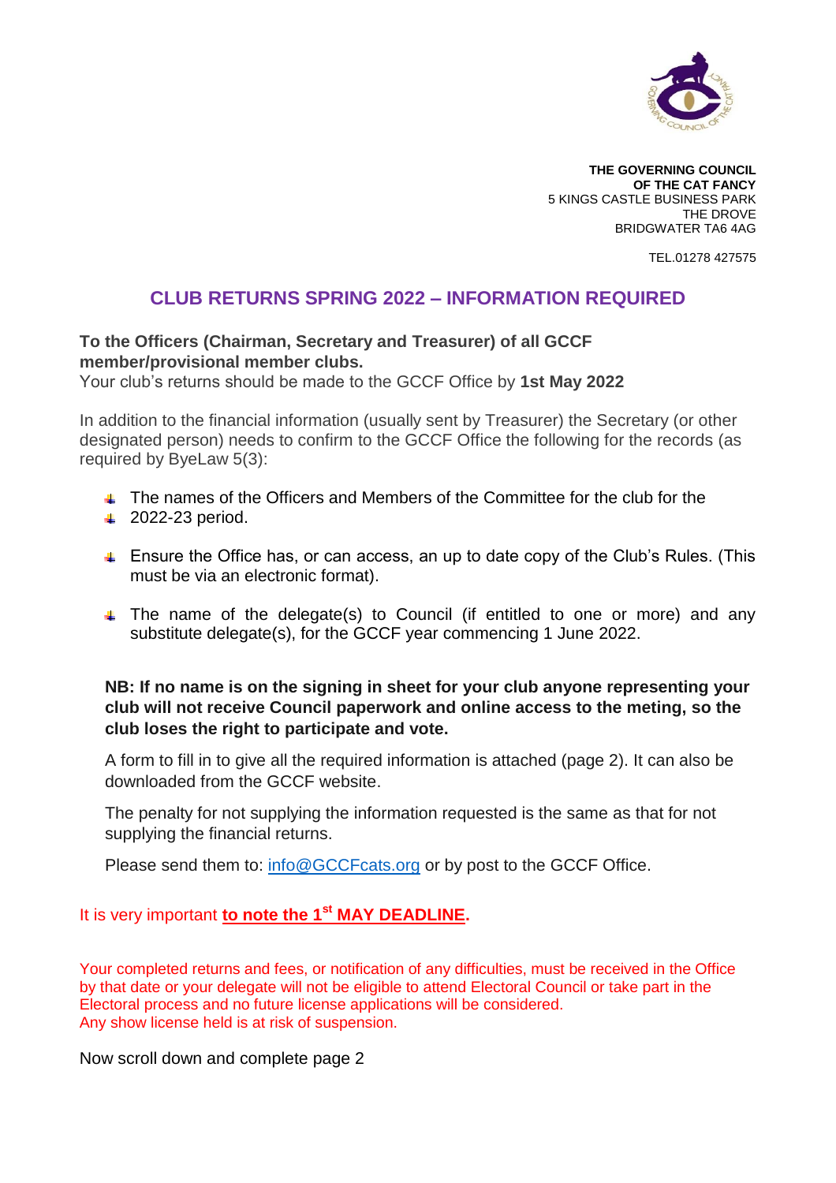**THE GOVERNING COUNCIL**
**OF THE CAT FANCY**
5 KINGS CASTLE BUSINESS PARK
THE DROVE
BRIDGWATER TA6 4AG

TEL.01278 427575

## CLUB RETURNS SPRING 2022 – INFORMATION REQUIRED

**To the Officers (Chairman, Secretary and Treasurer) of all GCCF member/provisional member clubs.**
Your club's returns should be made to the GCCF Office by **1st May 2022**

In addition to the financial information (usually sent by Treasurer) the Secretary (or other designated person) needs to confirm to the GCCF Office the following for the records (as required by ByeLaw 5(3):

- The names of the Officers and Members of the Committee for the club for the
- 2022-23 period.
- Ensure the Office has, or can access, an up to date copy of the Club's Rules. (This must be via an electronic format).
- The name of the delegate(s) to Council (if entitled to one or more) and any substitute delegate(s), for the GCCF year commencing 1 June 2022.

**NB: If no name is on the signing in sheet for your club anyone representing your club will not receive Council paperwork and online access to the meting, so the club loses the right to participate and vote.**

A form to fill in to give all the required information is attached (page 2). It can also be downloaded from the GCCF website.

The penalty for not supplying the information requested is the same as that for not supplying the financial returns.

Please send them to: info@GCCFcats.org or by post to the GCCF Office.

It is very important **to note the 1st MAY DEADLINE.**

Your completed returns and fees, or notification of any difficulties, must be received in the Office by that date or your delegate will not be eligible to attend Electoral Council or take part in the Electoral process and no future license applications will be considered.
Any show license held is at risk of suspension.

Now scroll down and complete page 2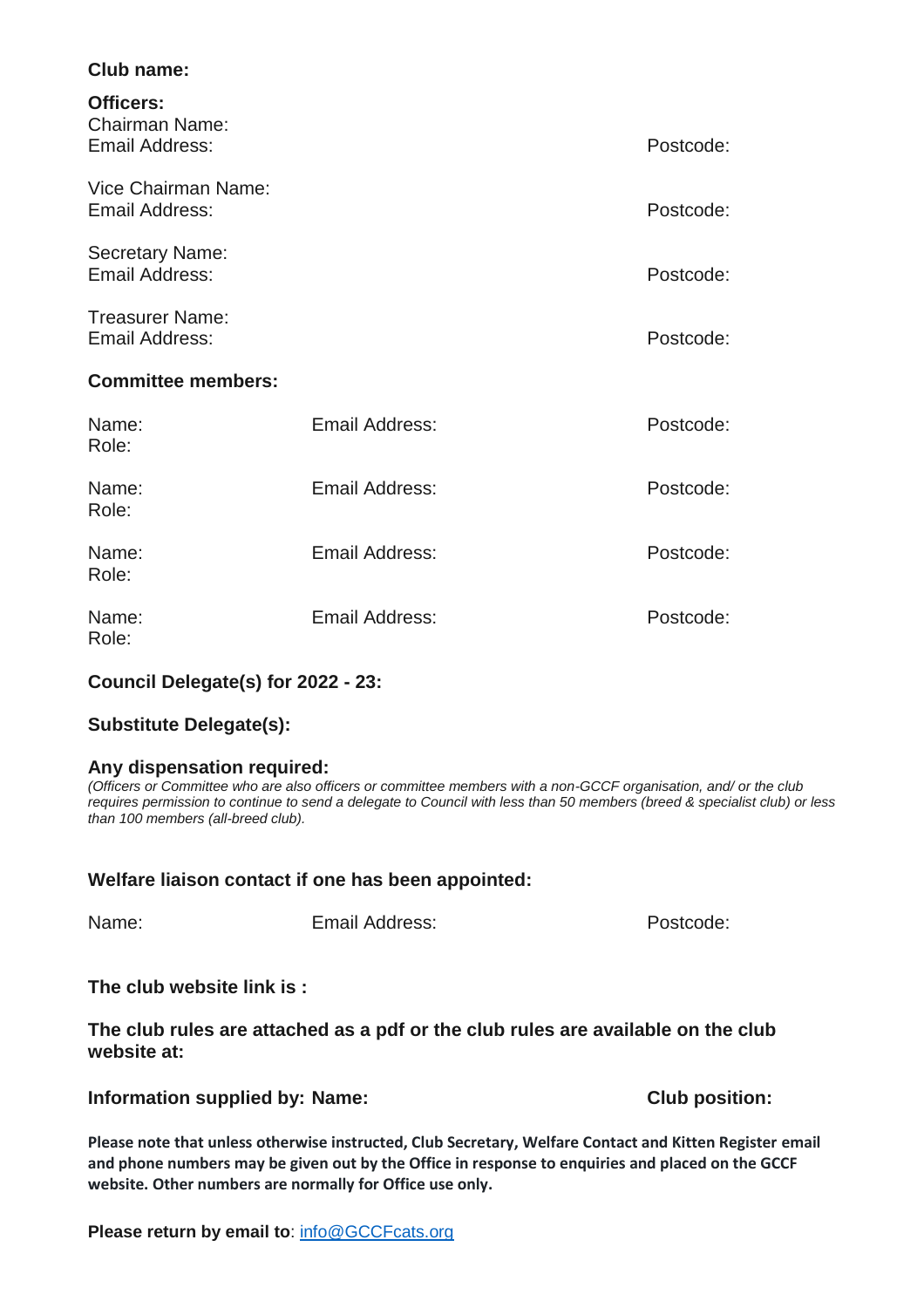**Club name:**

**Officers:**

Chairman Name:
Email Address: Postcode:

Vice Chairman Name:
Email Address: Postcode:

Secretary Name:
Email Address: Postcode:

Treasurer Name:
Email Address: Postcode:

**Committee members:**

| | | |
|---|---|---|
| Name:<br>Role: | Email Address: | Postcode: |
| Name:<br>Role: | Email Address: | Postcode: |
| Name:<br>Role: | Email Address: | Postcode: |
| Name:<br>Role: | Email Address: | Postcode: |

**Council Delegate(s) for 2022 - 23:**

**Substitute Delegate(s):**

**Any dispensation required:**
*(Officers or Committee who are also officers or committee members with a non-GCCF organisation, and/ or the club requires permission to continue to send a delegate to Council with less than 50 members (breed & specialist club) or less than 100 members (all-breed club).*

**Welfare liaison contact if one has been appointed:**

| | | |
|---|---|---|
| Name: | Email Address: | Postcode: |

**The club website link is :**

**The club rules are attached as a pdf or the club rules are available on the club website at:**

**Information supplied by: Name:** **Club position:**

**Please note that unless otherwise instructed, Club Secretary, Welfare Contact and Kitten Register email and phone numbers may be given out by the Office in response to enquiries and placed on the GCCF website. Other numbers are normally for Office use only.**

**Please return by email to**: info@GCCFcats.org